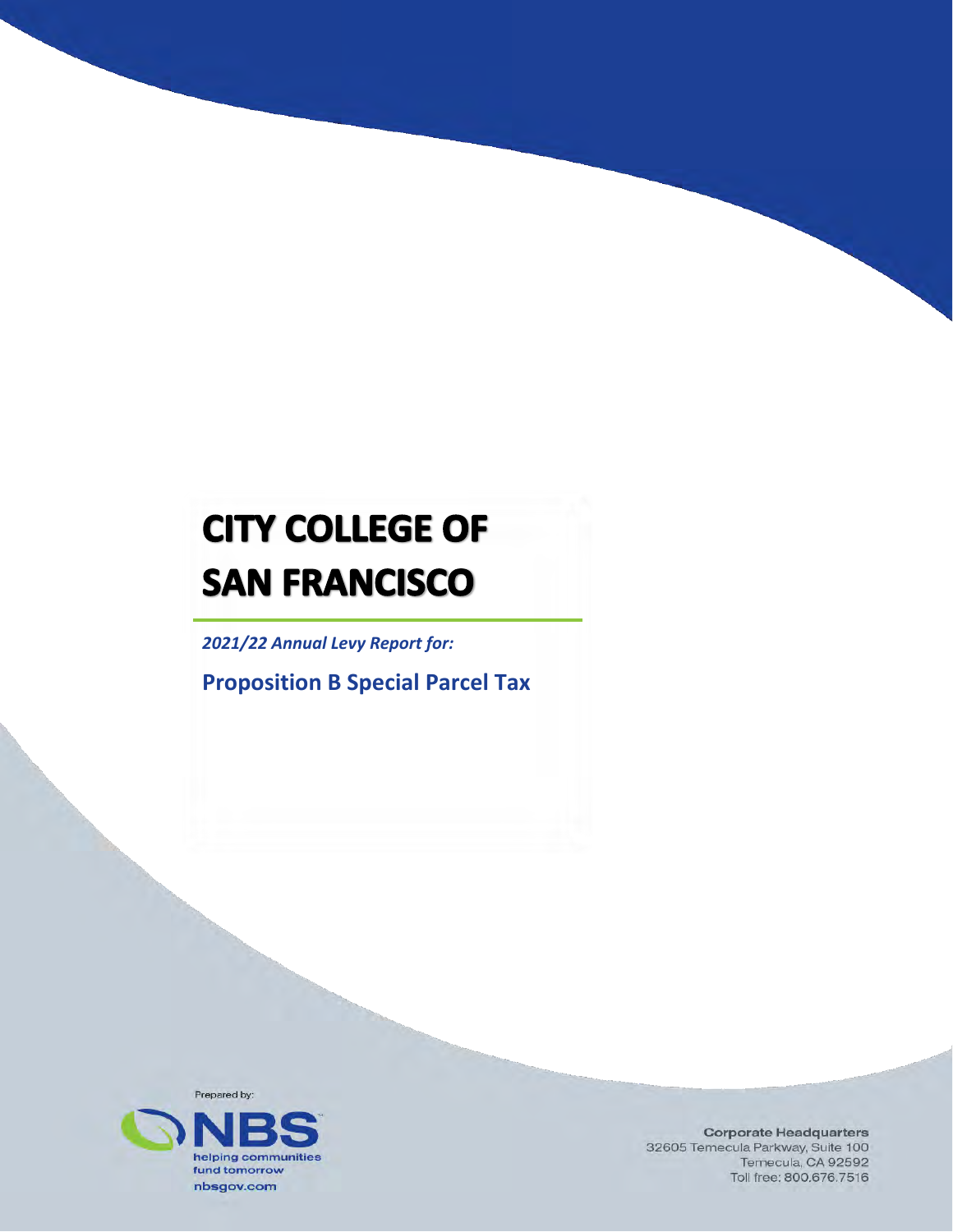# CITY COLLEGE OF SAN FRANCISCO

*2021/22 Annual Levy Report for:*

## Proposition B Special Parcel Tax

Prepared by:

NBS
helping communities fund tomorrow
nbsgov.com

**Corporate Headquarters**
32605 Temecula Parkway, Suite 100
Temecula, CA 92592
Toll free: 800.676.7516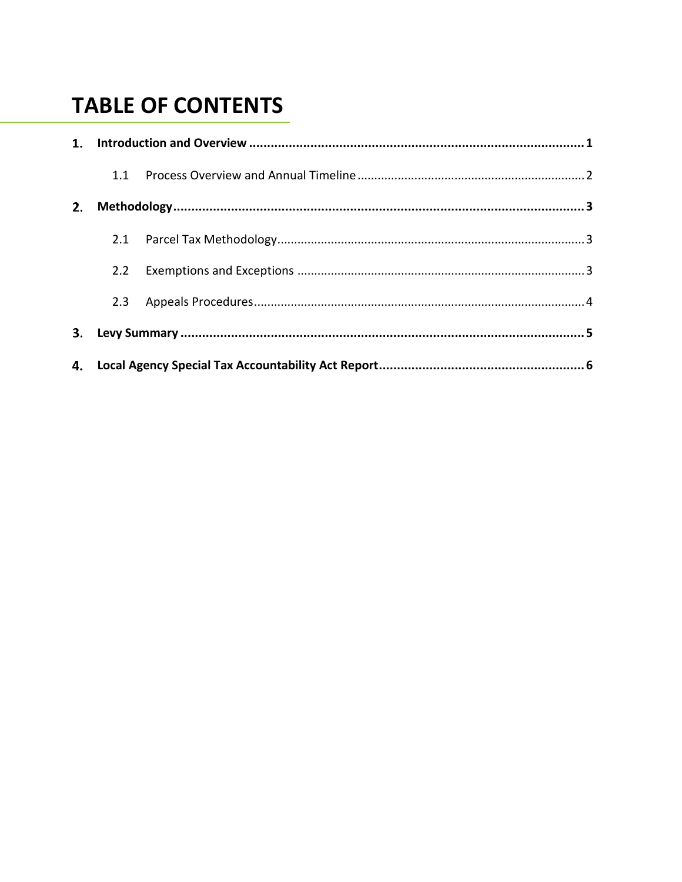# TABLE OF CONTENTS

**1. Introduction and Overview** .......... **1**

1.1 Process Overview and Annual Timeline .......... 2

**2. Methodology** .......... **3**

2.1 Parcel Tax Methodology .......... 3

2.2 Exemptions and Exceptions .......... 3

2.3 Appeals Procedures .......... 4

**3. Levy Summary** .......... **5**

**4. Local Agency Special Tax Accountability Act Report** .......... **6**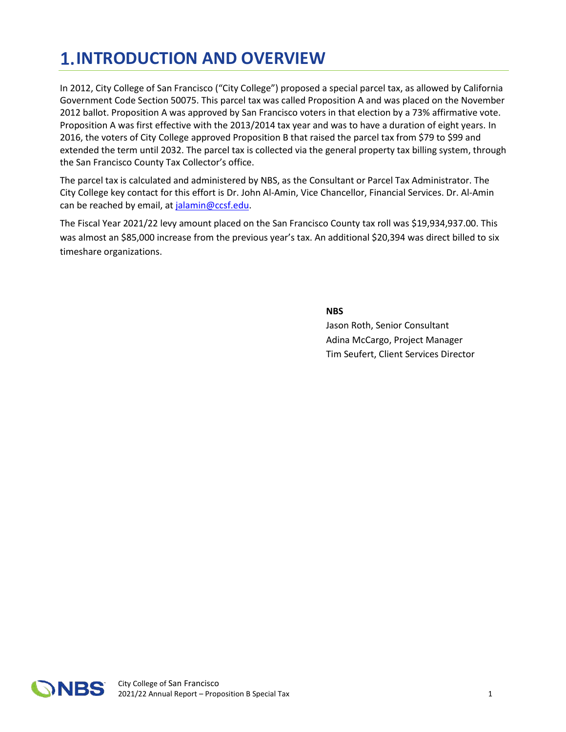# 1. INTRODUCTION AND OVERVIEW

In 2012, City College of San Francisco ("City College") proposed a special parcel tax, as allowed by California Government Code Section 50075. This parcel tax was called Proposition A and was placed on the November 2012 ballot. Proposition A was approved by San Francisco voters in that election by a 73% affirmative vote. Proposition A was first effective with the 2013/2014 tax year and was to have a duration of eight years. In 2016, the voters of City College approved Proposition B that raised the parcel tax from $79 to $99 and extended the term until 2032. The parcel tax is collected via the general property tax billing system, through the San Francisco County Tax Collector's office.

The parcel tax is calculated and administered by NBS, as the Consultant or Parcel Tax Administrator. The City College key contact for this effort is Dr. John Al-Amin, Vice Chancellor, Financial Services. Dr. Al-Amin can be reached by email, at jalamin@ccsf.edu.

The Fiscal Year 2021/22 levy amount placed on the San Francisco County tax roll was $19,934,937.00. This was almost an $85,000 increase from the previous year's tax. An additional $20,394 was direct billed to six timeshare organizations.

**NBS**
Jason Roth, Senior Consultant
Adina McCargo, Project Manager
Tim Seufert, Client Services Director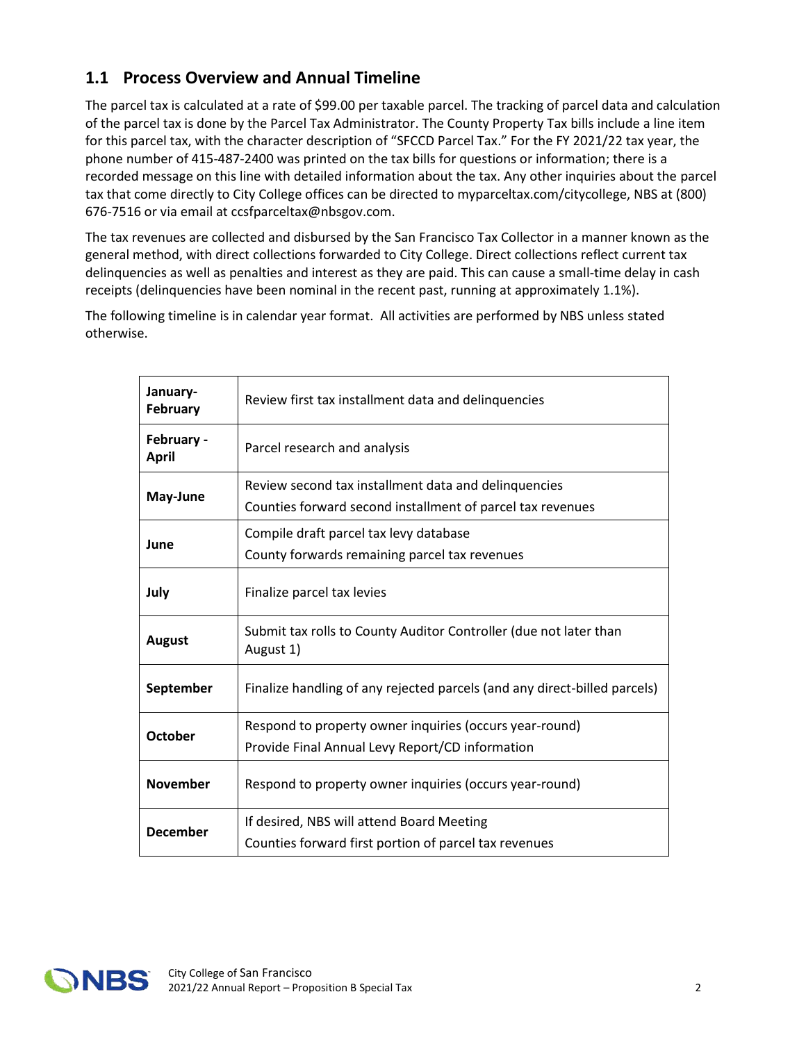## 1.1 Process Overview and Annual Timeline

The parcel tax is calculated at a rate of $99.00 per taxable parcel. The tracking of parcel data and calculation of the parcel tax is done by the Parcel Tax Administrator. The County Property Tax bills include a line item for this parcel tax, with the character description of "SFCCD Parcel Tax." For the FY 2021/22 tax year, the phone number of 415-487-2400 was printed on the tax bills for questions or information; there is a recorded message on this line with detailed information about the tax. Any other inquiries about the parcel tax that come directly to City College offices can be directed to myparceltax.com/citycollege, NBS at (800) 676-7516 or via email at ccsfparceltax@nbsgov.com.

The tax revenues are collected and disbursed by the San Francisco Tax Collector in a manner known as the general method, with direct collections forwarded to City College. Direct collections reflect current tax delinquencies as well as penalties and interest as they are paid. This can cause a small-time delay in cash receipts (delinquencies have been nominal in the recent past, running at approximately 1.1%).

The following timeline is in calendar year format. All activities are performed by NBS unless stated otherwise.

| | |
|---|---|
| **January-February** | Review first tax installment data and delinquencies |
| **February - April** | Parcel research and analysis |
| **May-June** | Review second tax installment data and delinquencies<br>Counties forward second installment of parcel tax revenues |
| **June** | Compile draft parcel tax levy database<br>County forwards remaining parcel tax revenues |
| **July** | Finalize parcel tax levies |
| **August** | Submit tax rolls to County Auditor Controller (due not later than August 1) |
| **September** | Finalize handling of any rejected parcels (and any direct-billed parcels) |
| **October** | Respond to property owner inquiries (occurs year-round)<br>Provide Final Annual Levy Report/CD information |
| **November** | Respond to property owner inquiries (occurs year-round) |
| **December** | If desired, NBS will attend Board Meeting<br>Counties forward first portion of parcel tax revenues |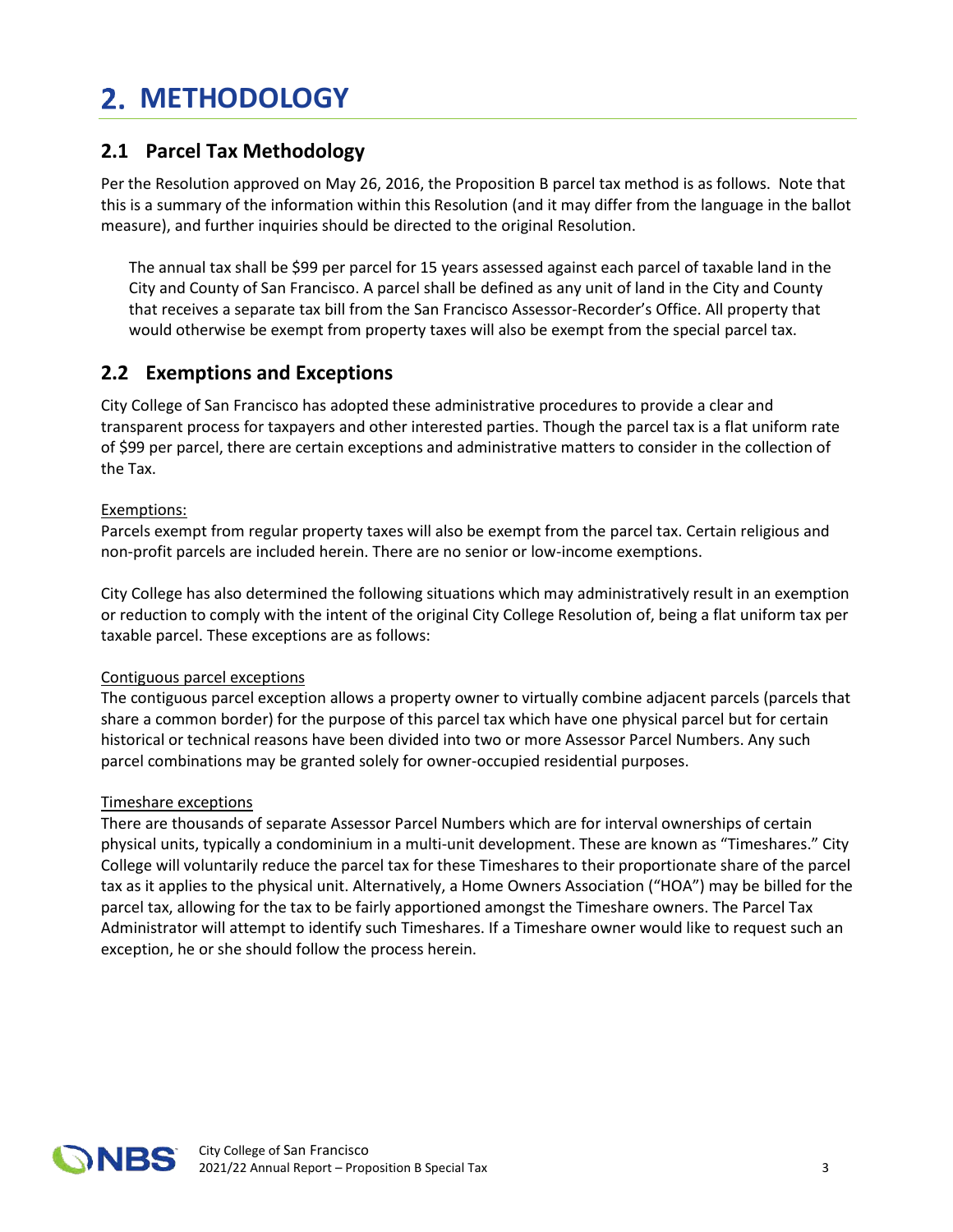# 2. METHODOLOGY

## 2.1 Parcel Tax Methodology

Per the Resolution approved on May 26, 2016, the Proposition B parcel tax method is as follows. Note that this is a summary of the information within this Resolution (and it may differ from the language in the ballot measure), and further inquiries should be directed to the original Resolution.

> The annual tax shall be $99 per parcel for 15 years assessed against each parcel of taxable land in the City and County of San Francisco. A parcel shall be defined as any unit of land in the City and County that receives a separate tax bill from the San Francisco Assessor-Recorder's Office. All property that would otherwise be exempt from property taxes will also be exempt from the special parcel tax.

## 2.2 Exemptions and Exceptions

City College of San Francisco has adopted these administrative procedures to provide a clear and transparent process for taxpayers and other interested parties. Though the parcel tax is a flat uniform rate of $99 per parcel, there are certain exceptions and administrative matters to consider in the collection of the Tax.

<u>Exemptions:</u>

Parcels exempt from regular property taxes will also be exempt from the parcel tax. Certain religious and non-profit parcels are included herein. There are no senior or low-income exemptions.

City College has also determined the following situations which may administratively result in an exemption or reduction to comply with the intent of the original City College Resolution of, being a flat uniform tax per taxable parcel. These exceptions are as follows:

<u>Contiguous parcel exceptions</u>

The contiguous parcel exception allows a property owner to virtually combine adjacent parcels (parcels that share a common border) for the purpose of this parcel tax which have one physical parcel but for certain historical or technical reasons have been divided into two or more Assessor Parcel Numbers. Any such parcel combinations may be granted solely for owner-occupied residential purposes.

<u>Timeshare exceptions</u>

There are thousands of separate Assessor Parcel Numbers which are for interval ownerships of certain physical units, typically a condominium in a multi-unit development. These are known as "Timeshares." City College will voluntarily reduce the parcel tax for these Timeshares to their proportionate share of the parcel tax as it applies to the physical unit. Alternatively, a Home Owners Association ("HOA") may be billed for the parcel tax, allowing for the tax to be fairly apportioned amongst the Timeshare owners. The Parcel Tax Administrator will attempt to identify such Timeshares. If a Timeshare owner would like to request such an exception, he or she should follow the process herein.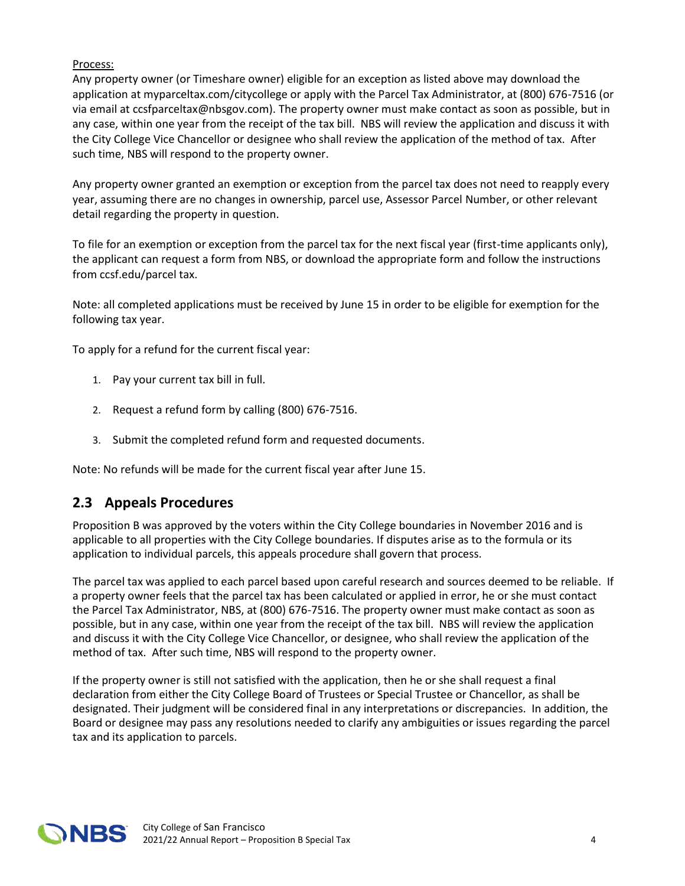Process:

Any property owner (or Timeshare owner) eligible for an exception as listed above may download the application at myparceltax.com/citycollege or apply with the Parcel Tax Administrator, at (800) 676-7516 (or via email at ccsfparceltax@nbsgov.com). The property owner must make contact as soon as possible, but in any case, within one year from the receipt of the tax bill. NBS will review the application and discuss it with the City College Vice Chancellor or designee who shall review the application of the method of tax. After such time, NBS will respond to the property owner.

Any property owner granted an exemption or exception from the parcel tax does not need to reapply every year, assuming there are no changes in ownership, parcel use, Assessor Parcel Number, or other relevant detail regarding the property in question.

To file for an exemption or exception from the parcel tax for the next fiscal year (first-time applicants only), the applicant can request a form from NBS, or download the appropriate form and follow the instructions from ccsf.edu/parcel tax.

Note: all completed applications must be received by June 15 in order to be eligible for exemption for the following tax year.

To apply for a refund for the current fiscal year:

1. Pay your current tax bill in full.
2. Request a refund form by calling (800) 676-7516.
3. Submit the completed refund form and requested documents.

Note: No refunds will be made for the current fiscal year after June 15.

## 2.3 Appeals Procedures

Proposition B was approved by the voters within the City College boundaries in November 2016 and is applicable to all properties with the City College boundaries. If disputes arise as to the formula or its application to individual parcels, this appeals procedure shall govern that process.

The parcel tax was applied to each parcel based upon careful research and sources deemed to be reliable. If a property owner feels that the parcel tax has been calculated or applied in error, he or she must contact the Parcel Tax Administrator, NBS, at (800) 676-7516. The property owner must make contact as soon as possible, but in any case, within one year from the receipt of the tax bill. NBS will review the application and discuss it with the City College Vice Chancellor, or designee, who shall review the application of the method of tax. After such time, NBS will respond to the property owner.

If the property owner is still not satisfied with the application, then he or she shall request a final declaration from either the City College Board of Trustees or Special Trustee or Chancellor, as shall be designated. Their judgment will be considered final in any interpretations or discrepancies. In addition, the Board or designee may pass any resolutions needed to clarify any ambiguities or issues regarding the parcel tax and its application to parcels.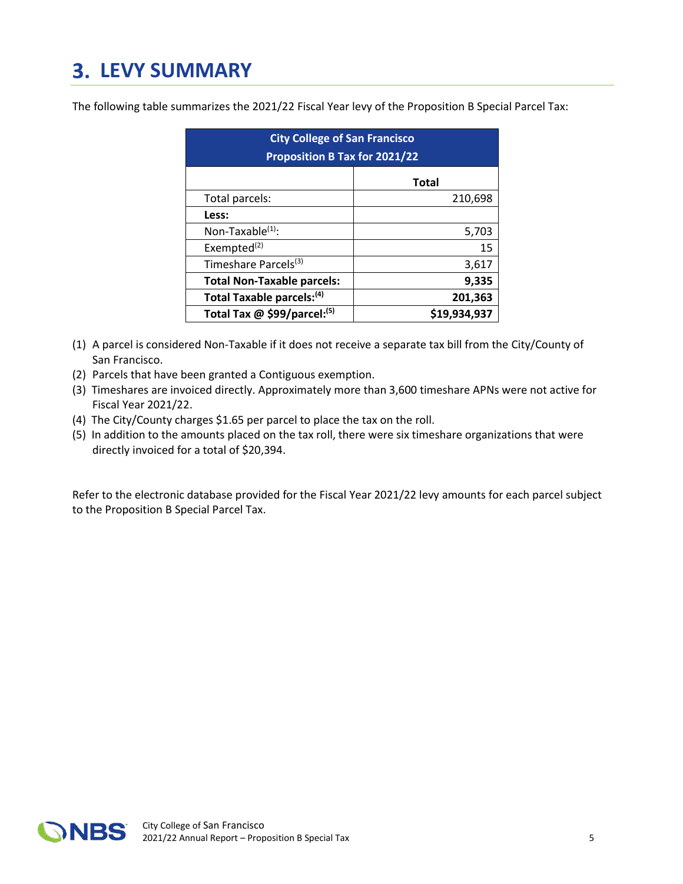# 3. LEVY SUMMARY

The following table summarizes the 2021/22 Fiscal Year levy of the Proposition B Special Parcel Tax:

| City College of San Francisco<br>Proposition B Tax for 2021/22 | |
|---|---|
| | **Total** |
| Total parcels: | 210,698 |
| **Less:** | |
| Non-Taxable[1]: | 5,703 |
| Exempted[2] | 15 |
| Timeshare Parcels[3] | 3,617 |
| **Total Non-Taxable parcels:** | **9,335** |
| **Total Taxable parcels:[4]** | **201,363** |
| **Total Tax @ $99/parcel:[5]** | **$19,934,937** |

(1) A parcel is considered Non-Taxable if it does not receive a separate tax bill from the City/County of San Francisco.
(2) Parcels that have been granted a Contiguous exemption.
(3) Timeshares are invoiced directly. Approximately more than 3,600 timeshare APNs were not active for Fiscal Year 2021/22.
(4) The City/County charges $1.65 per parcel to place the tax on the roll.
(5) In addition to the amounts placed on the tax roll, there were six timeshare organizations that were directly invoiced for a total of $20,394.

Refer to the electronic database provided for the Fiscal Year 2021/22 levy amounts for each parcel subject to the Proposition B Special Parcel Tax.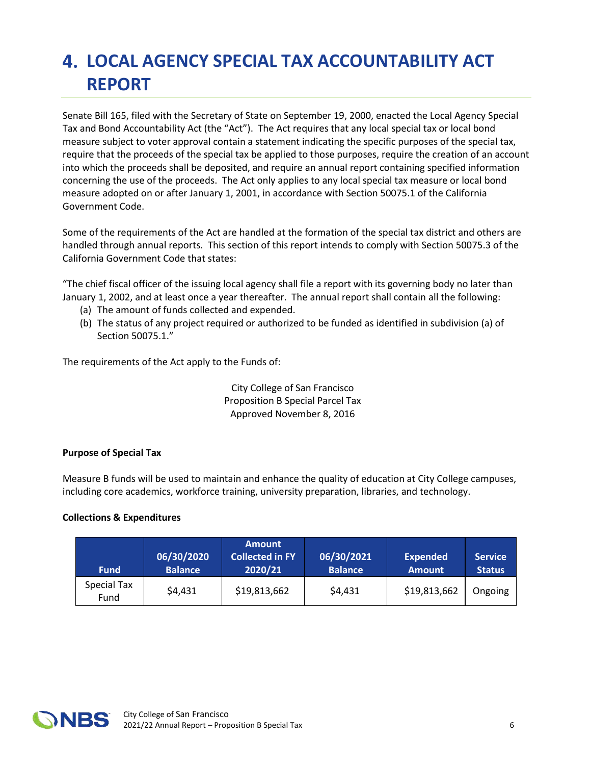# 4. LOCAL AGENCY SPECIAL TAX ACCOUNTABILITY ACT REPORT

Senate Bill 165, filed with the Secretary of State on September 19, 2000, enacted the Local Agency Special Tax and Bond Accountability Act (the "Act"). The Act requires that any local special tax or local bond measure subject to voter approval contain a statement indicating the specific purposes of the special tax, require that the proceeds of the special tax be applied to those purposes, require the creation of an account into which the proceeds shall be deposited, and require an annual report containing specified information concerning the use of the proceeds. The Act only applies to any local special tax measure or local bond measure adopted on or after January 1, 2001, in accordance with Section 50075.1 of the California Government Code.

Some of the requirements of the Act are handled at the formation of the special tax district and others are handled through annual reports. This section of this report intends to comply with Section 50075.3 of the California Government Code that states:

"The chief fiscal officer of the issuing local agency shall file a report with its governing body no later than January 1, 2002, and at least once a year thereafter. The annual report shall contain all the following:

(a) The amount of funds collected and expended.
(b) The status of any project required or authorized to be funded as identified in subdivision (a) of Section 50075.1."

The requirements of the Act apply to the Funds of:

City College of San Francisco
Proposition B Special Parcel Tax
Approved November 8, 2016

**Purpose of Special Tax**

Measure B funds will be used to maintain and enhance the quality of education at City College campuses, including core academics, workforce training, university preparation, libraries, and technology.

**Collections & Expenditures**

| Fund | 06/30/2020 Balance | Amount Collected in FY 2020/21 | 06/30/2021 Balance | Expended Amount | Service Status |
|---|---|---|---|---|---|
| Special Tax Fund | $4,431 | $19,813,662 | $4,431 | $19,813,662 | Ongoing |